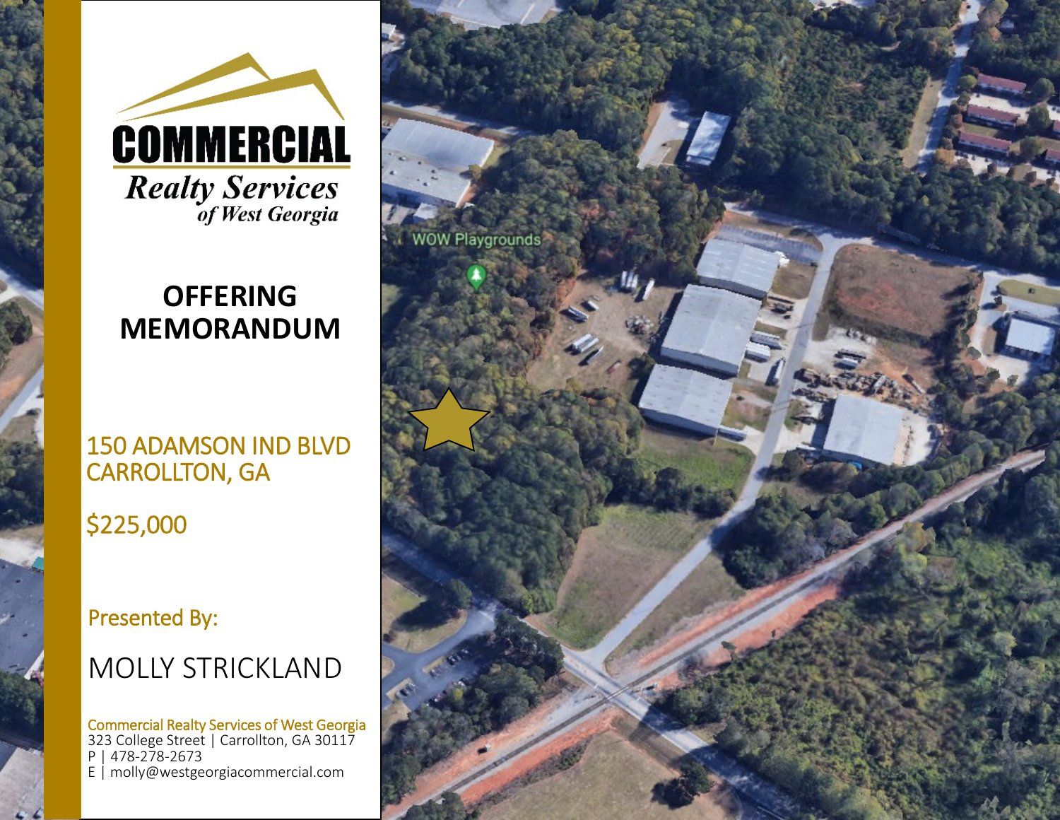# COMMERCIAL

*Realty Services*
*of West Georgia*

## OFFERING MEMORANDUM

150 ADAMSON IND BLVD
CARROLLTON, GA

$225,000

Presented By:

MOLLY STRICKLAND

Commercial Realty Services of West Georgia
323 College Street | Carrollton, GA 30117
P | 478-278-2673
E | molly@westgeorgiacommercial.com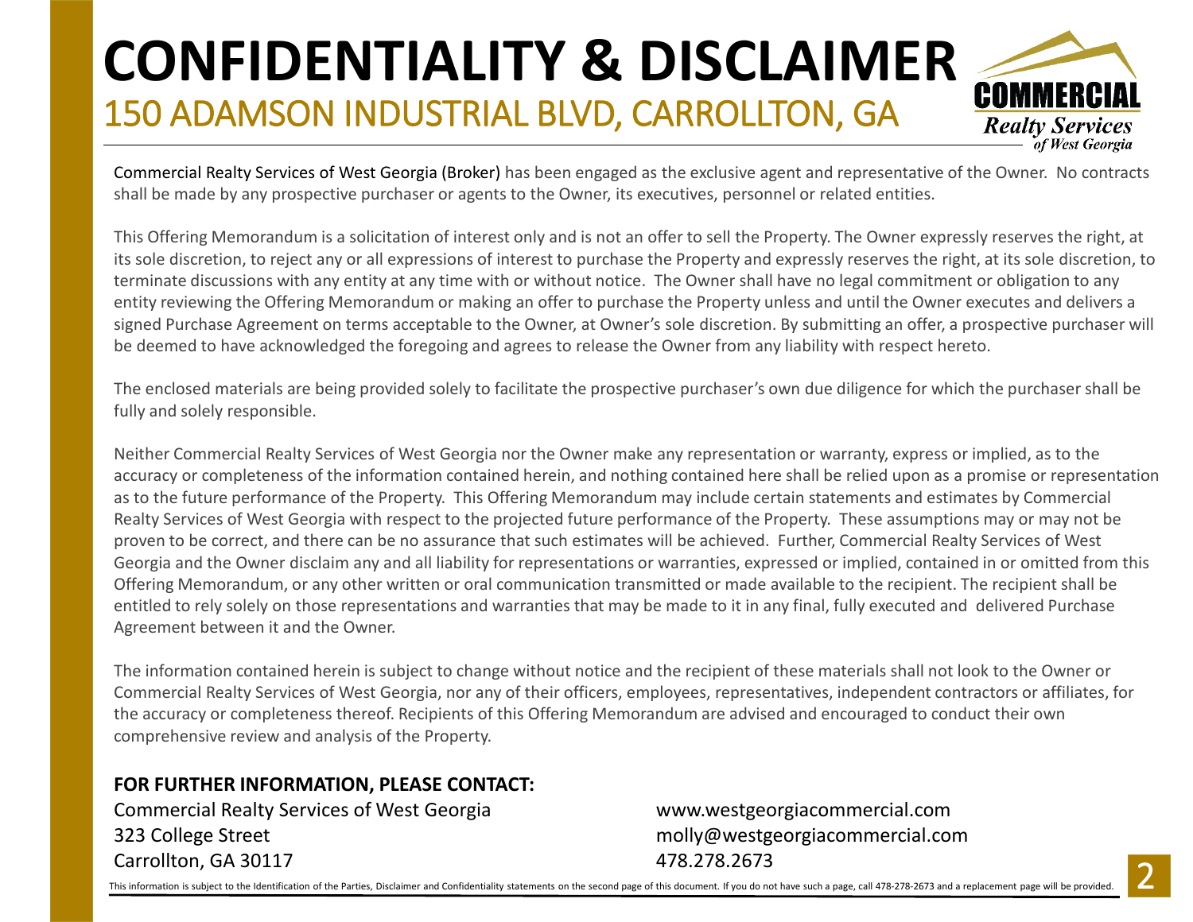# CONFIDENTIALITY & DISCLAIMER

## 150 ADAMSON INDUSTRIAL BLVD, CARROLLTON, GA

Commercial Realty Services of West Georgia (Broker) has been engaged as the exclusive agent and representative of the Owner. No contracts shall be made by any prospective purchaser or agents to the Owner, its executives, personnel or related entities.

This Offering Memorandum is a solicitation of interest only and is not an offer to sell the Property. The Owner expressly reserves the right, at its sole discretion, to reject any or all expressions of interest to purchase the Property and expressly reserves the right, at its sole discretion, to terminate discussions with any entity at any time with or without notice. The Owner shall have no legal commitment or obligation to any entity reviewing the Offering Memorandum or making an offer to purchase the Property unless and until the Owner executes and delivers a signed Purchase Agreement on terms acceptable to the Owner, at Owner's sole discretion. By submitting an offer, a prospective purchaser will be deemed to have acknowledged the foregoing and agrees to release the Owner from any liability with respect hereto.

The enclosed materials are being provided solely to facilitate the prospective purchaser's own due diligence for which the purchaser shall be fully and solely responsible.

Neither Commercial Realty Services of West Georgia nor the Owner make any representation or warranty, express or implied, as to the accuracy or completeness of the information contained herein, and nothing contained here shall be relied upon as a promise or representation as to the future performance of the Property. This Offering Memorandum may include certain statements and estimates by Commercial Realty Services of West Georgia with respect to the projected future performance of the Property. These assumptions may or may not be proven to be correct, and there can be no assurance that such estimates will be achieved. Further, Commercial Realty Services of West Georgia and the Owner disclaim any and all liability for representations or warranties, expressed or implied, contained in or omitted from this Offering Memorandum, or any other written or oral communication transmitted or made available to the recipient. The recipient shall be entitled to rely solely on those representations and warranties that may be made to it in any final, fully executed and delivered Purchase Agreement between it and the Owner.

The information contained herein is subject to change without notice and the recipient of these materials shall not look to the Owner or Commercial Realty Services of West Georgia, nor any of their officers, employees, representatives, independent contractors or affiliates, for the accuracy or completeness thereof. Recipients of this Offering Memorandum are advised and encouraged to conduct their own comprehensive review and analysis of the Property.

**FOR FURTHER INFORMATION, PLEASE CONTACT:**

Commercial Realty Services of West Georgia
323 College Street
Carrollton, GA 30117

www.westgeorgiacommercial.com
molly@westgeorgiacommercial.com
478.278.2673

This information is subject to the Identification of the Parties, Disclaimer and Confidentiality statements on the second page of this document. If you do not have such a page, call 478-278-2673 and a replacement page will be provided.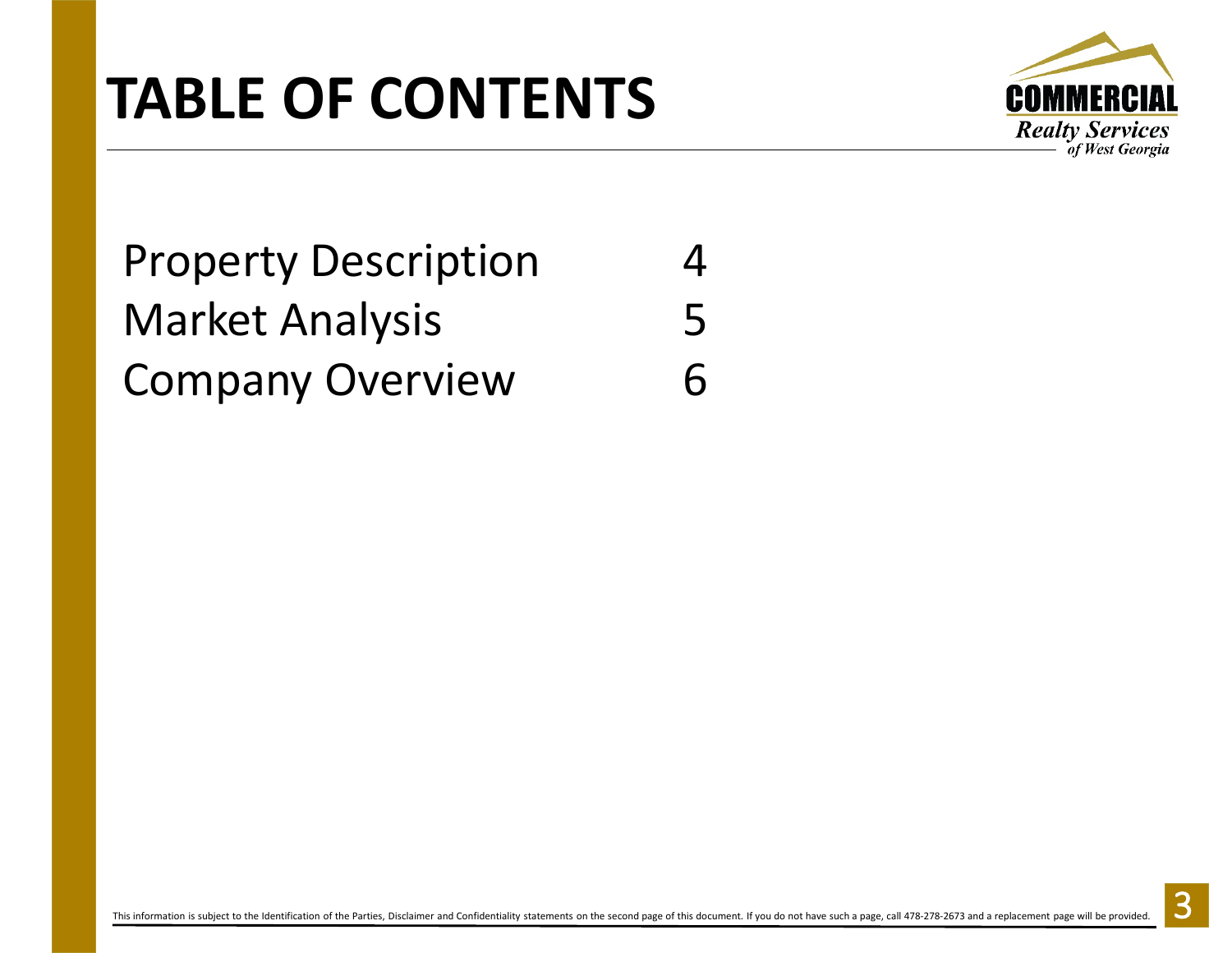# TABLE OF CONTENTS

| | |
|---|---|
| Property Description | 4 |
| Market Analysis | 5 |
| Company Overview | 6 |

This information is subject to the Identification of the Parties, Disclaimer and Confidentiality statements on the second page of this document. If you do not have such a page, call 478-278-2673 and a replacement page will be provided.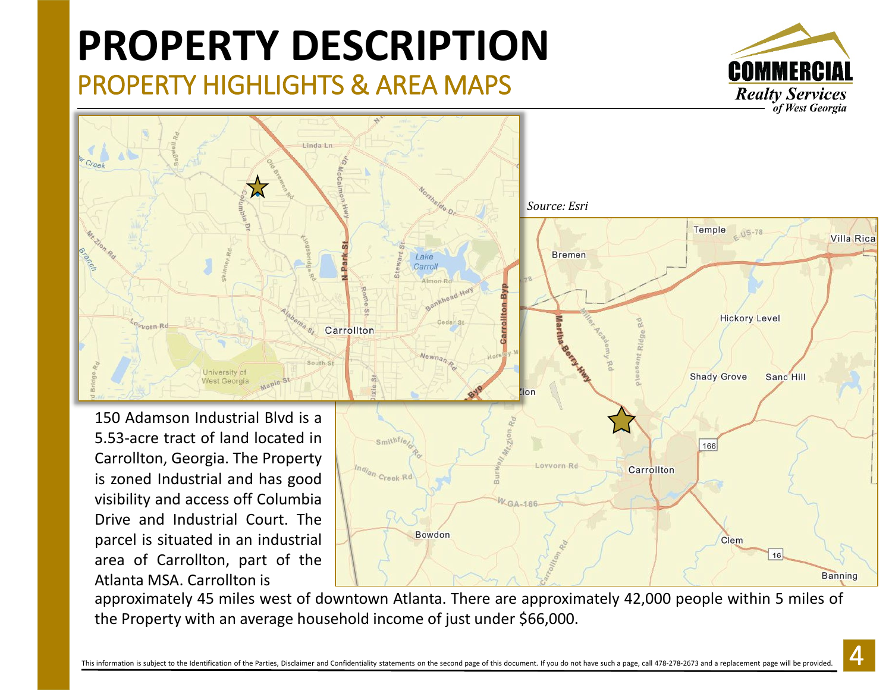# PROPERTY DESCRIPTION

## PROPERTY HIGHLIGHTS & AREA MAPS

*Source: Esri*

150 Adamson Industrial Blvd is a 5.53-acre tract of land located in Carrollton, Georgia. The Property is zoned Industrial and has good visibility and access off Columbia Drive and Industrial Court. The parcel is situated in an industrial area of Carrollton, part of the Atlanta MSA. Carrollton is approximately 45 miles west of downtown Atlanta. There are approximately 42,000 people within 5 miles of the Property with an average household income of just under $66,000.

This information is subject to the Identification of the Parties, Disclaimer and Confidentiality statements on the second page of this document. If you do not have such a page, call 478-278-2673 and a replacement page will be provided.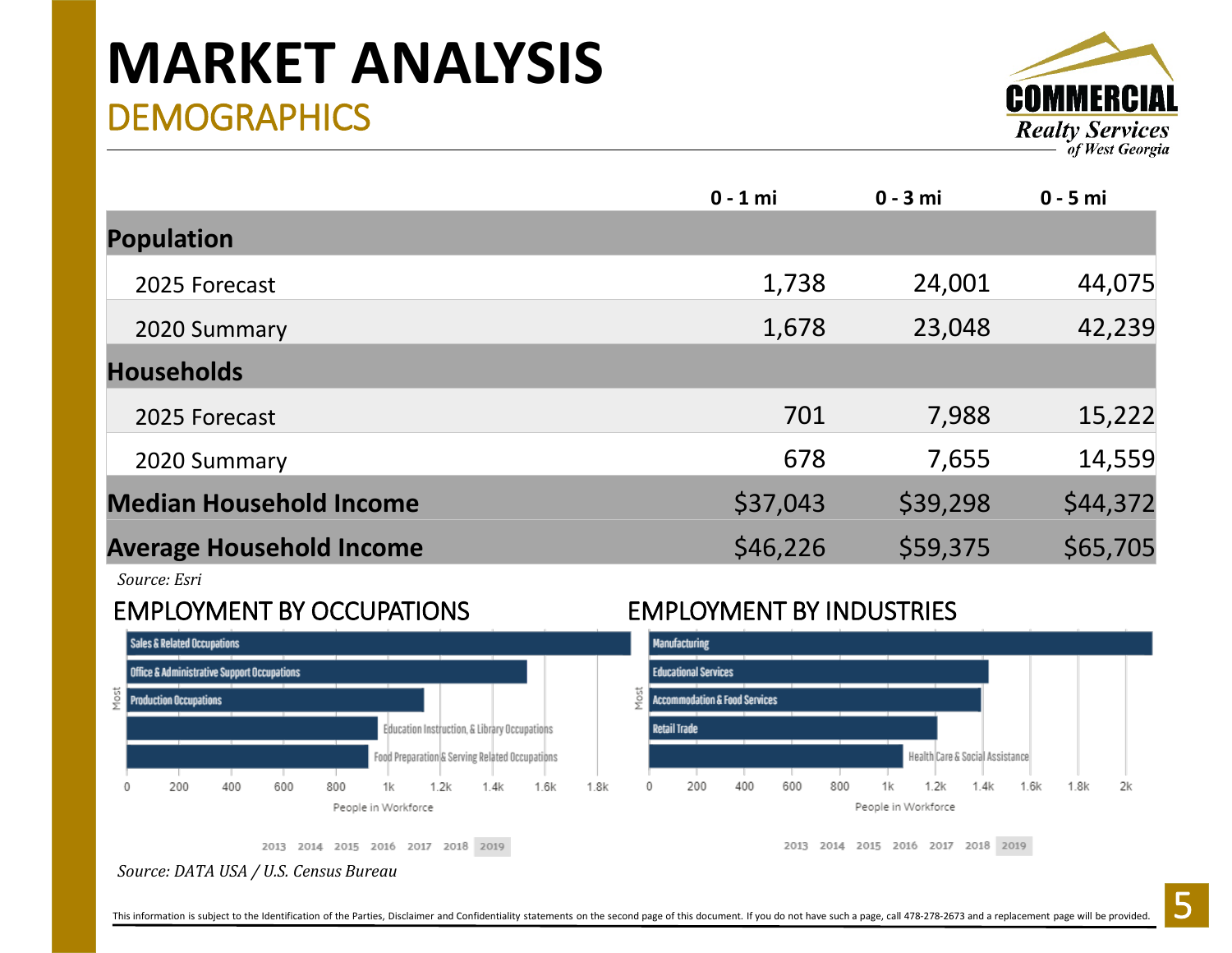# MARKET ANALYSIS

## DEMOGRAPHICS

| | 0 - 1 mi | 0 - 3 mi | 0 - 5 mi |
|---|---|---|---|
| **Population** | | | |
| 2025 Forecast | 1,738 | 24,001 | 44,075 |
| 2020 Summary | 1,678 | 23,048 | 42,239 |
| **Households** | | | |
| 2025 Forecast | 701 | 7,988 | 15,222 |
| 2020 Summary | 678 | 7,655 | 14,559 |
| **Median Household Income** | $37,043 | $39,298 | $44,372 |
| **Average Household Income** | $46,226 | $59,375 | $65,705 |

*Source: Esri*

### EMPLOYMENT BY OCCUPATIONS

Most

- Sales & Related Occupations
- Office & Administrative Support Occupations
- Production Occupations
- Education Instruction, & Library Occupations
- Food Preparation & Serving Related Occupations

0 200 400 600 800 1k 1.2k 1.4k 1.6k 1.8k

People in Workforce

2013 2014 2015 2016 2017 2018 2019

### EMPLOYMENT BY INDUSTRIES

Most

- Manufacturing
- Educational Services
- Accommodation & Food Services
- Retail Trade
- Health Care & Social Assistance

0 200 400 600 800 1k 1.2k 1.4k 1.6k 1.8k 2k

People in Workforce

2013 2014 2015 2016 2017 2018 2019

*Source: DATA USA / U.S. Census Bureau*

This information is subject to the Identification of the Parties, Disclaimer and Confidentiality statements on the second page of this document. If you do not have such a page, call 478-278-2673 and a replacement page will be provided.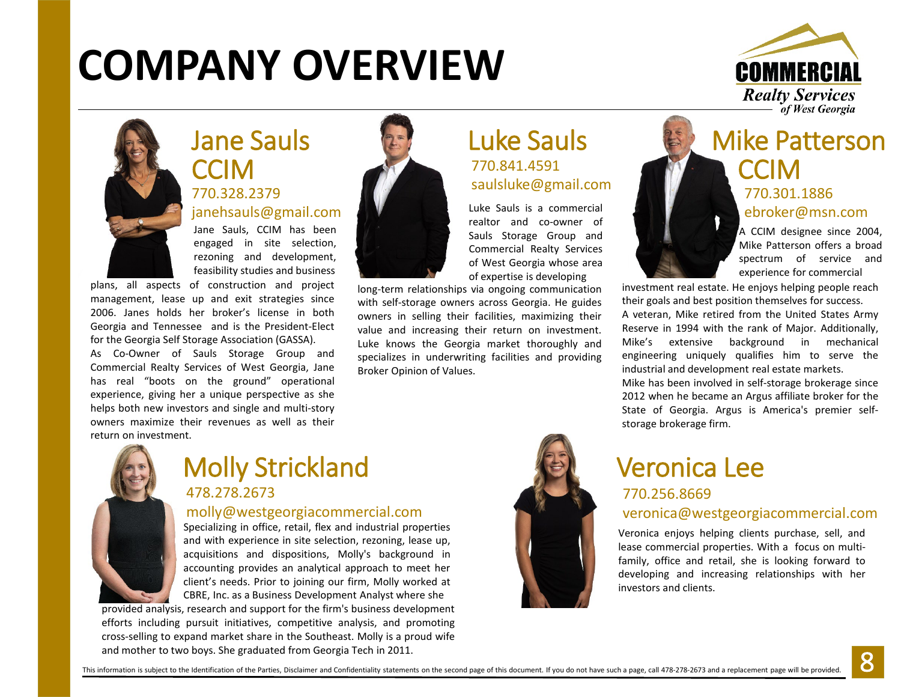# COMPANY OVERVIEW

COMMERCIAL
*Realty Services*
*of West Georgia*

## Jane Sauls CCIM

770.328.2379

janehsauls@gmail.com

Jane Sauls, CCIM has been engaged in site selection, rezoning and development, feasibility studies and business plans, all aspects of construction and project management, lease up and exit strategies since 2006. Janes holds her broker's license in both Georgia and Tennessee and is the President-Elect for the Georgia Self Storage Association (GASSA).

As Co-Owner of Sauls Storage Group and Commercial Realty Services of West Georgia, Jane has real "boots on the ground" operational experience, giving her a unique perspective as she helps both new investors and single and multi-story owners maximize their revenues as well as their return on investment.

## Luke Sauls

770.841.4591

saulsluke@gmail.com

Luke Sauls is a commercial realtor and co-owner of Sauls Storage Group and Commercial Realty Services of West Georgia whose area of expertise is developing long-term relationships via ongoing communication with self-storage owners across Georgia. He guides owners in selling their facilities, maximizing their value and increasing their return on investment. Luke knows the Georgia market thoroughly and specializes in underwriting facilities and providing Broker Opinion of Values.

## Mike Patterson CCIM

770.301.1886

ebroker@msn.com

A CCIM designee since 2004, Mike Patterson offers a broad spectrum of service and experience for commercial investment real estate. He enjoys helping people reach their goals and best position themselves for success.

A veteran, Mike retired from the United States Army Reserve in 1994 with the rank of Major. Additionally, Mike's extensive background in mechanical engineering uniquely qualifies him to serve the industrial and development real estate markets.

Mike has been involved in self-storage brokerage since 2012 when he became an Argus affiliate broker for the State of Georgia. Argus is America's premier self-storage brokerage firm.

## Molly Strickland

478.278.2673

molly@westgeorgiacommercial.com

Specializing in office, retail, flex and industrial properties and with experience in site selection, rezoning, lease up, acquisitions and dispositions, Molly's background in accounting provides an analytical approach to meet her client's needs. Prior to joining our firm, Molly worked at CBRE, Inc. as a Business Development Analyst where she provided analysis, research and support for the firm's business development efforts including pursuit initiatives, competitive analysis, and promoting cross-selling to expand market share in the Southeast. Molly is a proud wife and mother to two boys. She graduated from Georgia Tech in 2011.

## Veronica Lee

770.256.8669

veronica@westgeorgiacommercial.com

Veronica enjoys helping clients purchase, sell, and lease commercial properties. With a focus on multi-family, office and retail, she is looking forward to developing and increasing relationships with her investors and clients.

This information is subject to the Identification of the Parties, Disclaimer and Confidentiality statements on the second page of this document. If you do not have such a page, call 478-278-2673 and a replacement page will be provided.